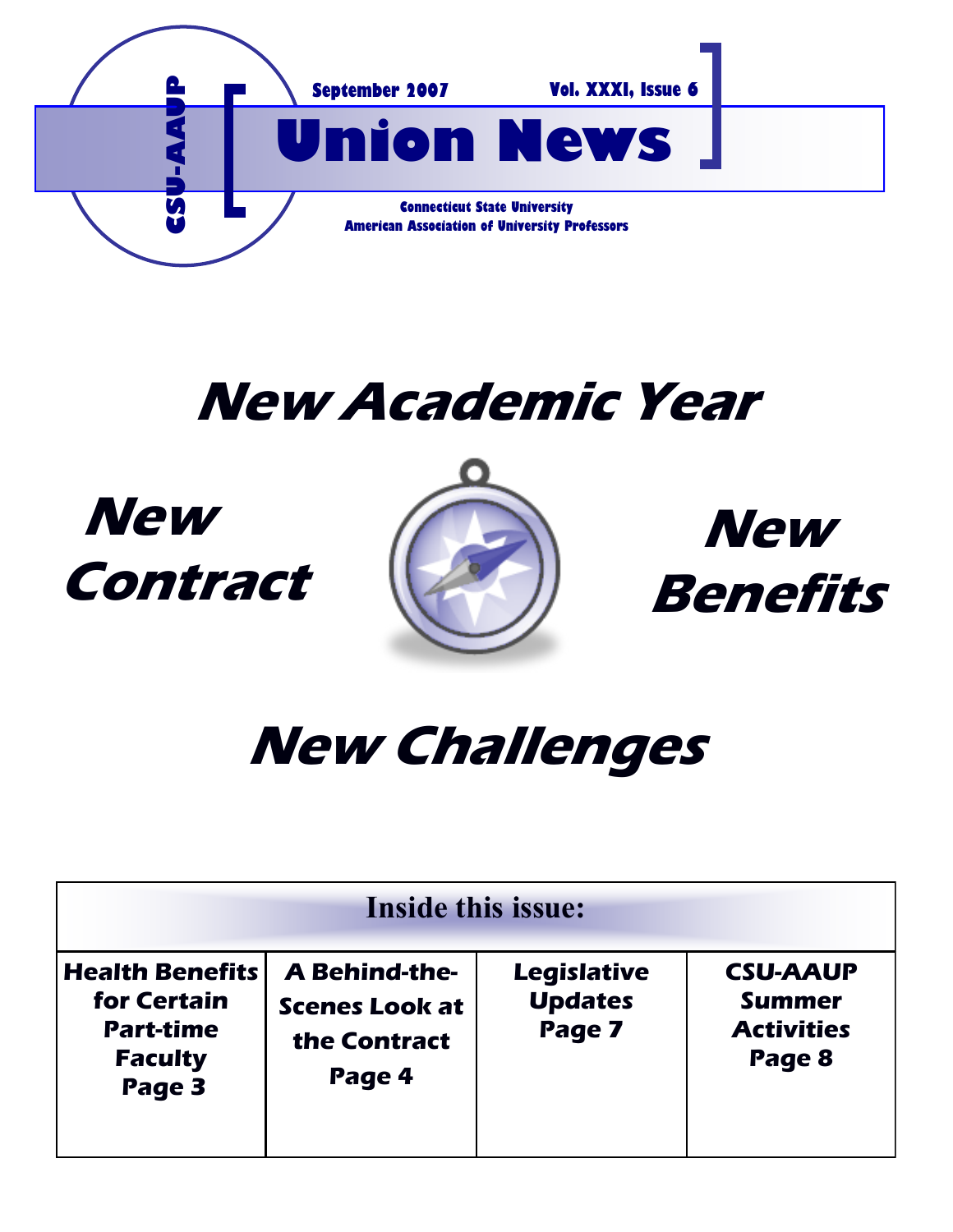CSU-AAUP

September 2007 Vol. XXXI, Issue 6

# Union News

Connecticut State University
American Association of University Professors

# New Academic Year

## New Contract

## New Benefits

# New Challenges

| Inside this issue: | | | |
|---|---|---|---|
| **Health Benefits for Certain Part-time Faculty Page 3** | **A Behind-the-Scenes Look at the Contract Page 4** | **Legislative Updates Page 7** | **CSU-AAUP Summer Activities Page 8** |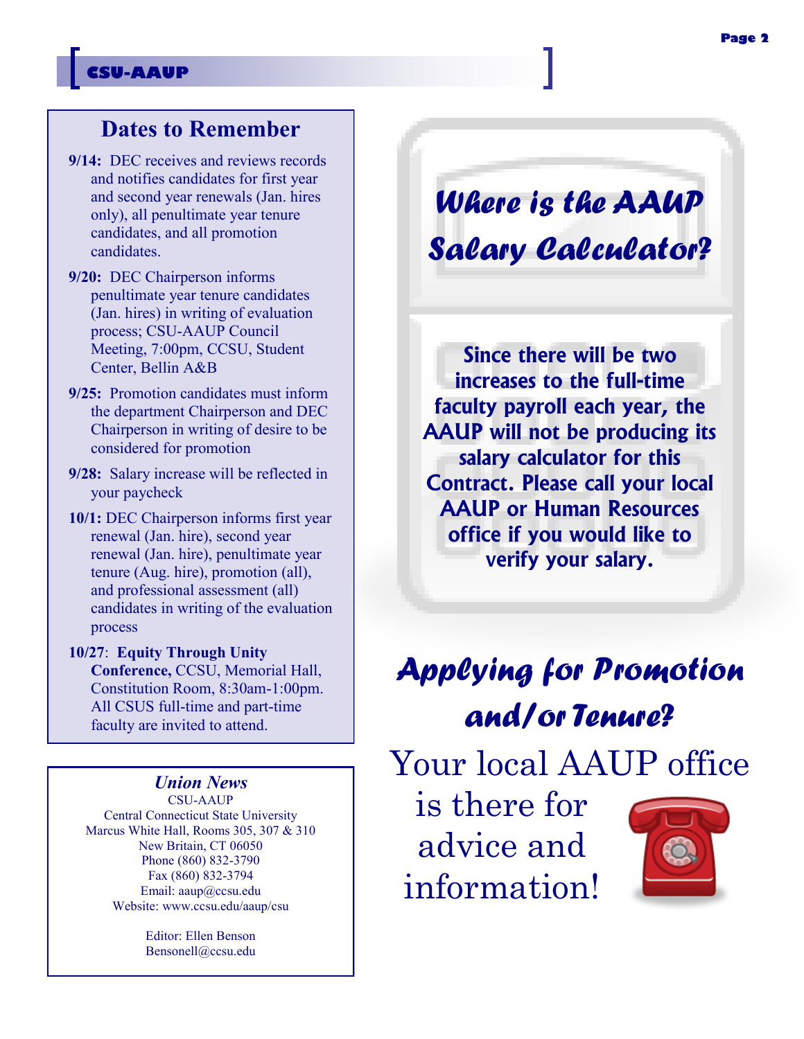## Dates to Remember

- **9/14:** DEC receives and reviews records and notifies candidates for first year and second year renewals (Jan. hires only), all penultimate year tenure candidates, and all promotion candidates.
- **9/20:** DEC Chairperson informs penultimate year tenure candidates (Jan. hires) in writing of evaluation process; CSU-AAUP Council Meeting, 7:00pm, CCSU, Student Center, Bellin A&B
- **9/25:** Promotion candidates must inform the department Chairperson and DEC Chairperson in writing of desire to be considered for promotion
- **9/28:** Salary increase will be reflected in your paycheck
- **10/1:** DEC Chairperson informs first year renewal (Jan. hire), second year renewal (Jan. hire), penultimate year tenure (Aug. hire), promotion (all), and professional assessment (all) candidates in writing of the evaluation process
- **10/27**: **Equity Through Unity Conference,** CCSU, Memorial Hall, Constitution Room, 8:30am-1:00pm. All CSUS full-time and part-time faculty are invited to attend.

### *Union News*

CSU-AAUP
Central Connecticut State University
Marcus White Hall, Rooms 305, 307 & 310
New Britain, CT 06050
Phone (860) 832-3790
Fax (860) 832-3794
Email: aaup@ccsu.edu
Website: www.ccsu.edu/aaup/csu

Editor: Ellen Benson
Bensonell@ccsu.edu

## *Where is the AAUP Salary Calculator?*

**Since there will be two increases to the full-time faculty payroll each year, the AAUP will not be producing its salary calculator for this Contract. Please call your local AAUP or Human Resources office if you would like to verify your salary.**

## *Applying for Promotion and/or Tenure?*

Your local AAUP office is there for advice and information!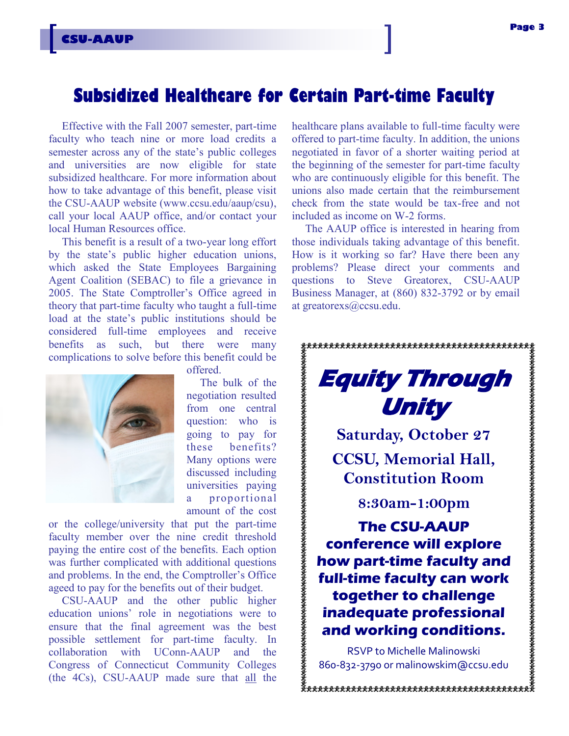# Subsidized Healthcare for Certain Part-time Faculty

Effective with the Fall 2007 semester, part-time faculty who teach nine or more load credits a semester across any of the state's public colleges and universities are now eligible for state subsidized healthcare. For more information about how to take advantage of this benefit, please visit the CSU-AAUP website (www.ccsu.edu/aaup/csu), call your local AAUP office, and/or contact your local Human Resources office.

This benefit is a result of a two-year long effort by the state's public higher education unions, which asked the State Employees Bargaining Agent Coalition (SEBAC) to file a grievance in 2005. The State Comptroller's Office agreed in theory that part-time faculty who taught a full-time load at the state's public institutions should be considered full-time employees and receive benefits as such, but there were many complications to solve before this benefit could be offered.

The bulk of the negotiation resulted from one central question: who is going to pay for these benefits? Many options were discussed including universities paying a proportional amount of the cost or the college/university that put the part-time faculty member over the nine credit threshold paying the entire cost of the benefits. Each option was further complicated with additional questions and problems. In the end, the Comptroller's Office ageed to pay for the benefits out of their budget.

CSU-AAUP and the other public higher education unions' role in negotiations were to ensure that the final agreement was the best possible settlement for part-time faculty. In collaboration with UConn-AAUP and the Congress of Connecticut Community Colleges (the 4Cs), CSU-AAUP made sure that <u>all</u> the healthcare plans available to full-time faculty were offered to part-time faculty. In addition, the unions negotiated in favor of a shorter waiting period at the beginning of the semester for part-time faculty who are continuously eligible for this benefit. The unions also made certain that the reimbursement check from the state would be tax-free and not included as income on W-2 forms.

The AAUP office is interested in hearing from those individuals taking advantage of this benefit. How is it working so far? Have there been any problems? Please direct your comments and questions to Steve Greatorex, CSU-AAUP Business Manager, at (860) 832-3792 or by email at greatorexs@ccsu.edu.

---

## *Equity Through Unity*

**Saturday, October 27**

**CCSU, Memorial Hall, Constitution Room**

**8:30am–1:00pm**

**The CSU-AAUP conference will explore how part-time faculty and full-time faculty can work together to challenge inadequate professional and working conditions.**

RSVP to Michelle Malinowski
860-832-3790 or malinowskim@ccsu.edu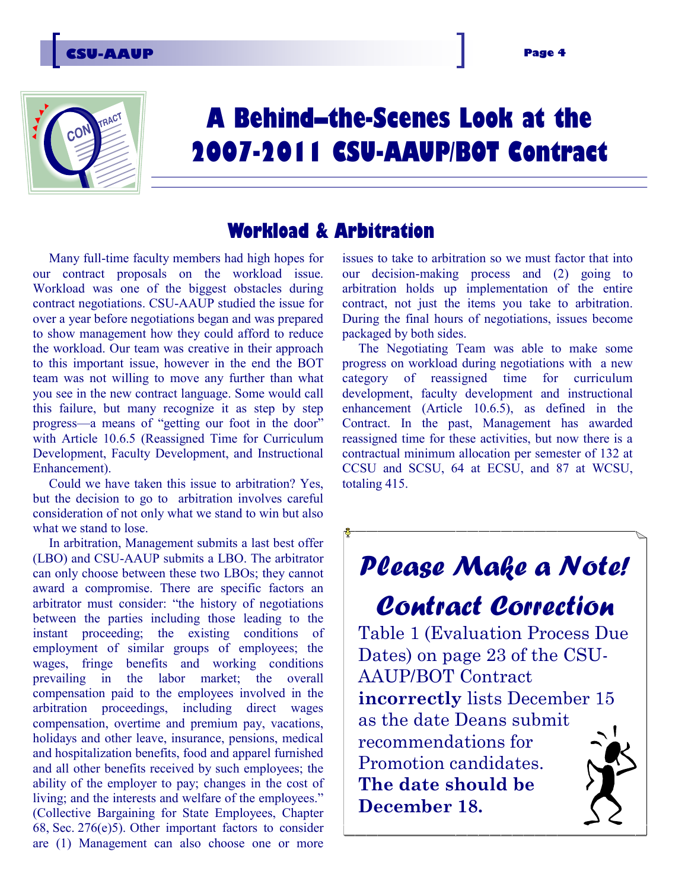# A Behind–the-Scenes Look at the 2007-2011 CSU-AAUP/BOT Contract

## Workload & Arbitration

Many full-time faculty members had high hopes for our contract proposals on the workload issue. Workload was one of the biggest obstacles during contract negotiations. CSU-AAUP studied the issue for over a year before negotiations began and was prepared to show management how they could afford to reduce the workload. Our team was creative in their approach to this important issue, however in the end the BOT team was not willing to move any further than what you see in the new contract language. Some would call this failure, but many recognize it as step by step progress—a means of "getting our foot in the door" with Article 10.6.5 (Reassigned Time for Curriculum Development, Faculty Development, and Instructional Enhancement).

Could we have taken this issue to arbitration? Yes, but the decision to go to arbitration involves careful consideration of not only what we stand to win but also what we stand to lose.

In arbitration, Management submits a last best offer (LBO) and CSU-AAUP submits a LBO. The arbitrator can only choose between these two LBOs; they cannot award a compromise. There are specific factors an arbitrator must consider: "the history of negotiations between the parties including those leading to the instant proceeding; the existing conditions of employment of similar groups of employees; the wages, fringe benefits and working conditions prevailing in the labor market; the overall compensation paid to the employees involved in the arbitration proceedings, including direct wages compensation, overtime and premium pay, vacations, holidays and other leave, insurance, pensions, medical and hospitalization benefits, food and apparel furnished and all other benefits received by such employees; the ability of the employer to pay; changes in the cost of living; and the interests and welfare of the employees." (Collective Bargaining for State Employees, Chapter 68, Sec. 276(e)5). Other important factors to consider are (1) Management can also choose one or more issues to take to arbitration so we must factor that into our decision-making process and (2) going to arbitration holds up implementation of the entire contract, not just the items you take to arbitration. During the final hours of negotiations, issues become packaged by both sides.

The Negotiating Team was able to make some progress on workload during negotiations with a new category of reassigned time for curriculum development, faculty development and instructional enhancement (Article 10.6.5), as defined in the Contract. In the past, Management has awarded reassigned time for these activities, but now there is a contractual minimum allocation per semester of 132 at CCSU and SCSU, 64 at ECSU, and 87 at WCSU, totaling 415.

## *Please Make a Note!*

## *Contract Correction*

Table 1 (Evaluation Process Due Dates) on page 23 of the CSU-AAUP/BOT Contract **incorrectly** lists December 15 as the date Deans submit recommendations for Promotion candidates. **The date should be December 18.**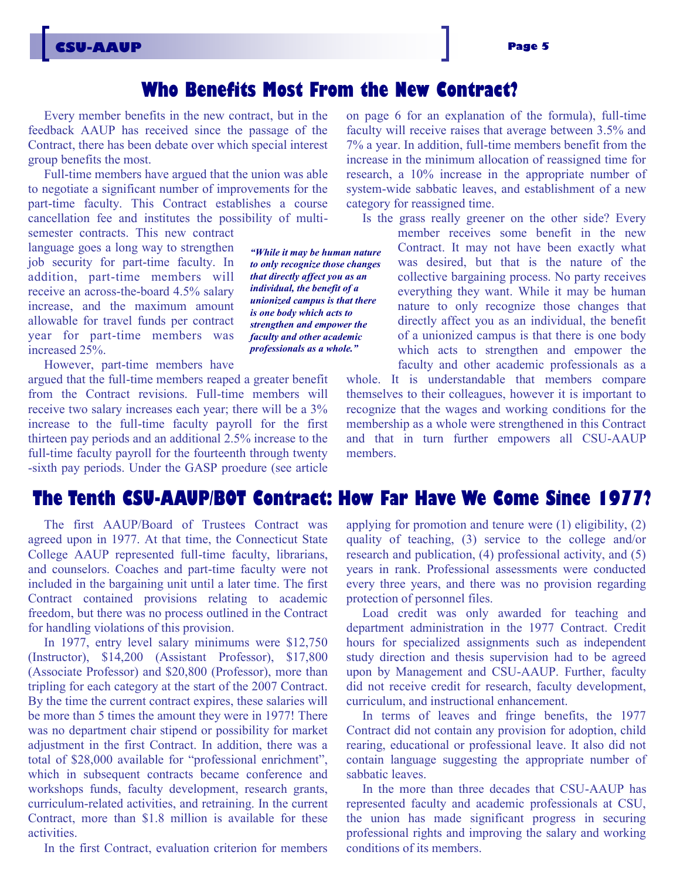## Who Benefits Most From the New Contract?

Every member benefits in the new contract, but in the feedback AAUP has received since the passage of the Contract, there has been debate over which special interest group benefits the most.

Full-time members have argued that the union was able to negotiate a significant number of improvements for the part-time faculty. This Contract establishes a course cancellation fee and institutes the possibility of multi-semester contracts. This new contract language goes a long way to strengthen job security for part-time faculty. In addition, part-time members will receive an across-the-board 4.5% salary increase, and the maximum amount allowable for travel funds per contract year for part-time members was increased 25%.

However, part-time members have argued that the full-time members reaped a greater benefit from the Contract revisions. Full-time members will receive two salary increases each year; there will be a 3% increase to the full-time faculty payroll for the first thirteen pay periods and an additional 2.5% increase to the full-time faculty payroll for the fourteenth through twenty-sixth pay periods. Under the GASP proedure (see article on page 6 for an explanation of the formula), full-time faculty will receive raises that average between 3.5% and 7% a year. In addition, full-time members benefit from the increase in the minimum allocation of reassigned time for research, a 10% increase in the appropriate number of system-wide sabbatic leaves, and establishment of a new category for reassigned time.

> ***"While it may be human nature to only recognize those changes that directly affect you as an individual, the benefit of a unionized campus is that there is one body which acts to strengthen and empower the faculty and other academic professionals as a whole."***

Is the grass really greener on the other side? Every member receives some benefit in the new Contract. It may not have been exactly what was desired, but that is the nature of the collective bargaining process. No party receives everything they want. While it may be human nature to only recognize those changes that directly affect you as an individual, the benefit of a unionized campus is that there is one body which acts to strengthen and empower the faculty and other academic professionals as a whole. It is understandable that members compare themselves to their colleagues, however it is important to recognize that the wages and working conditions for the membership as a whole were strengthened in this Contract and that in turn further empowers all CSU-AAUP members.

## The Tenth CSU-AAUP/BOT Contract: How Far Have We Come Since 1977?

The first AAUP/Board of Trustees Contract was agreed upon in 1977. At that time, the Connecticut State College AAUP represented full-time faculty, librarians, and counselors. Coaches and part-time faculty were not included in the bargaining unit until a later time. The first Contract contained provisions relating to academic freedom, but there was no process outlined in the Contract for handling violations of this provision.

In 1977, entry level salary minimums were $12,750 (Instructor), $14,200 (Assistant Professor), $17,800 (Associate Professor) and $20,800 (Professor), more than tripling for each category at the start of the 2007 Contract. By the time the current contract expires, these salaries will be more than 5 times the amount they were in 1977! There was no department chair stipend or possibility for market adjustment in the first Contract. In addition, there was a total of $28,000 available for "professional enrichment", which in subsequent contracts became conference and workshops funds, faculty development, research grants, curriculum-related activities, and retraining. In the current Contract, more than $1.8 million is available for these activities.

In the first Contract, evaluation criterion for members applying for promotion and tenure were (1) eligibility, (2) quality of teaching, (3) service to the college and/or research and publication, (4) professional activity, and (5) years in rank. Professional assessments were conducted every three years, and there was no provision regarding protection of personnel files.

Load credit was only awarded for teaching and department administration in the 1977 Contract. Credit hours for specialized assignments such as independent study direction and thesis supervision had to be agreed upon by Management and CSU-AAUP. Further, faculty did not receive credit for research, faculty development, curriculum, and instructional enhancement.

In terms of leaves and fringe benefits, the 1977 Contract did not contain any provision for adoption, child rearing, educational or professional leave. It also did not contain language suggesting the appropriate number of sabbatic leaves.

In the more than three decades that CSU-AAUP has represented faculty and academic professionals at CSU, the union has made significant progress in securing professional rights and improving the salary and working conditions of its members.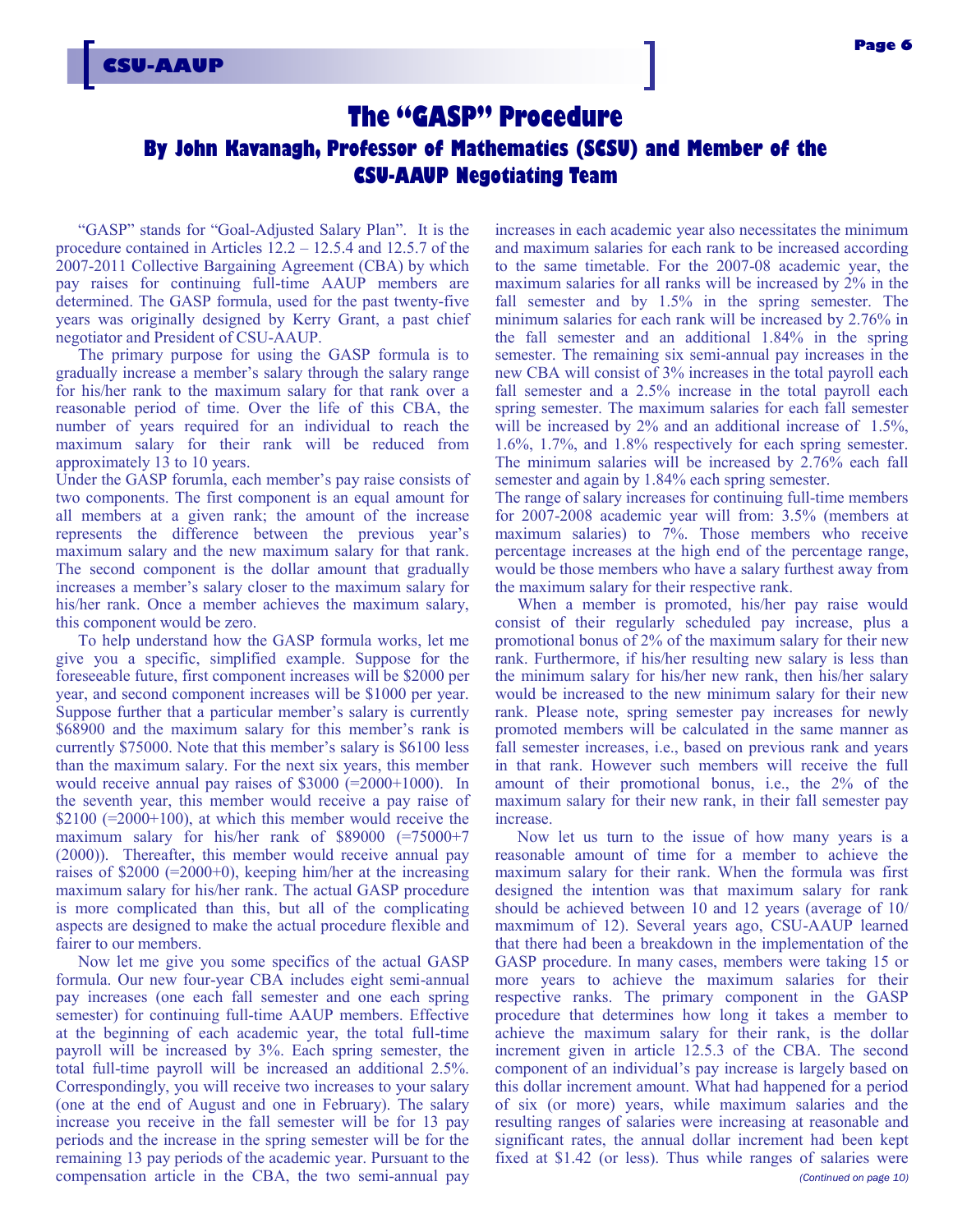# The "GASP" Procedure

## By John Kavanagh, Professor of Mathematics (SCSU) and Member of the CSU-AAUP Negotiating Team

"GASP" stands for "Goal-Adjusted Salary Plan". It is the procedure contained in Articles 12.2 – 12.5.4 and 12.5.7 of the 2007-2011 Collective Bargaining Agreement (CBA) by which pay raises for continuing full-time AAUP members are determined. The GASP formula, used for the past twenty-five years was originally designed by Kerry Grant, a past chief negotiator and President of CSU-AAUP.

The primary purpose for using the GASP formula is to gradually increase a member's salary through the salary range for his/her rank to the maximum salary for that rank over a reasonable period of time. Over the life of this CBA, the number of years required for an individual to reach the maximum salary for their rank will be reduced from approximately 13 to 10 years.

Under the GASP forumla, each member's pay raise consists of two components. The first component is an equal amount for all members at a given rank; the amount of the increase represents the difference between the previous year's maximum salary and the new maximum salary for that rank. The second component is the dollar amount that gradually increases a member's salary closer to the maximum salary for his/her rank. Once a member achieves the maximum salary, this component would be zero.

To help understand how the GASP formula works, let me give you a specific, simplified example. Suppose for the foreseeable future, first component increases will be $2000 per year, and second component increases will be $1000 per year. Suppose further that a particular member's salary is currently $68900 and the maximum salary for this member's rank is currently $75000. Note that this member's salary is $6100 less than the maximum salary. For the next six years, this member would receive annual pay raises of $3000 (=2000+1000). In the seventh year, this member would receive a pay raise of $2100 (=2000+100), at which this member would receive the maximum salary for his/her rank of $89000 (=75000+7 (2000)). Thereafter, this member would receive annual pay raises of $2000 (=2000+0), keeping him/her at the increasing maximum salary for his/her rank. The actual GASP procedure is more complicated than this, but all of the complicating aspects are designed to make the actual procedure flexible and fairer to our members.

Now let me give you some specifics of the actual GASP formula. Our new four-year CBA includes eight semi-annual pay increases (one each fall semester and one each spring semester) for continuing full-time AAUP members. Effective at the beginning of each academic year, the total full-time payroll will be increased by 3%. Each spring semester, the total full-time payroll will be increased an additional 2.5%. Correspondingly, you will receive two increases to your salary (one at the end of August and one in February). The salary increase you receive in the fall semester will be for 13 pay periods and the increase in the spring semester will be for the remaining 13 pay periods of the academic year. Pursuant to the compensation article in the CBA, the two semi-annual pay increases in each academic year also necessitates the minimum and maximum salaries for each rank to be increased according to the same timetable. For the 2007-08 academic year, the maximum salaries for all ranks will be increased by 2% in the fall semester and by 1.5% in the spring semester. The minimum salaries for each rank will be increased by 2.76% in the fall semester and an additional 1.84% in the spring semester. The remaining six semi-annual pay increases in the new CBA will consist of 3% increases in the total payroll each fall semester and a 2.5% increase in the total payroll each spring semester. The maximum salaries for each fall semester will be increased by 2% and an additional increase of 1.5%, 1.6%, 1.7%, and 1.8% respectively for each spring semester. The minimum salaries will be increased by 2.76% each fall semester and again by 1.84% each spring semester.

The range of salary increases for continuing full-time members for 2007-2008 academic year will from: 3.5% (members at maximum salaries) to 7%. Those members who receive percentage increases at the high end of the percentage range, would be those members who have a salary furthest away from the maximum salary for their respective rank.

When a member is promoted, his/her pay raise would consist of their regularly scheduled pay increase, plus a promotional bonus of 2% of the maximum salary for their new rank. Furthermore, if his/her resulting new salary is less than the minimum salary for his/her new rank, then his/her salary would be increased to the new minimum salary for their new rank. Please note, spring semester pay increases for newly promoted members will be calculated in the same manner as fall semester increases, i.e., based on previous rank and years in that rank. However such members will receive the full amount of their promotional bonus, i.e., the 2% of the maximum salary for their new rank, in their fall semester pay increase.

Now let us turn to the issue of how many years is a reasonable amount of time for a member to achieve the maximum salary for their rank. When the formula was first designed the intention was that maximum salary for rank should be achieved between 10 and 12 years (average of 10/ maxmimum of 12). Several years ago, CSU-AAUP learned that there had been a breakdown in the implementation of the GASP procedure. In many cases, members were taking 15 or more years to achieve the maximum salaries for their respective ranks. The primary component in the GASP procedure that determines how long it takes a member to achieve the maximum salary for their rank, is the dollar increment given in article 12.5.3 of the CBA. The second component of an individual's pay increase is largely based on this dollar increment amount. What had happened for a period of six (or more) years, while maximum salaries and the resulting ranges of salaries were increasing at reasonable and significant rates, the annual dollar increment had been kept fixed at $1.42 (or less). Thus while ranges of salaries were

*(Continued on page 10)*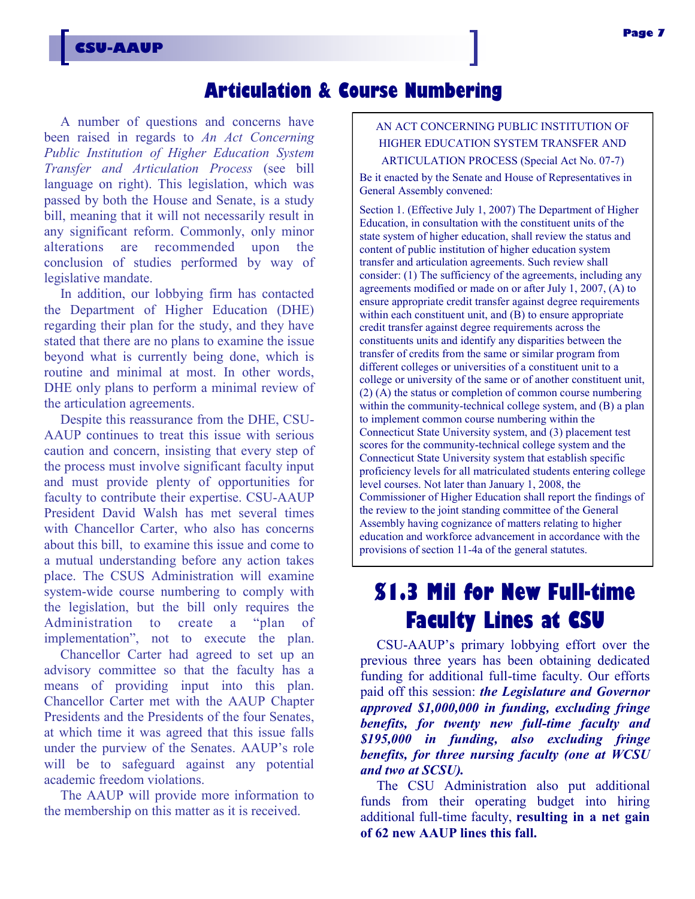# Articulation & Course Numbering

A number of questions and concerns have been raised in regards to *An Act Concerning Public Institution of Higher Education System Transfer and Articulation Process* (see bill language on right). This legislation, which was passed by both the House and Senate, is a study bill, meaning that it will not necessarily result in any significant reform. Commonly, only minor alterations are recommended upon the conclusion of studies performed by way of legislative mandate.

In addition, our lobbying firm has contacted the Department of Higher Education (DHE) regarding their plan for the study, and they have stated that there are no plans to examine the issue beyond what is currently being done, which is routine and minimal at most. In other words, DHE only plans to perform a minimal review of the articulation agreements.

Despite this reassurance from the DHE, CSU-AAUP continues to treat this issue with serious caution and concern, insisting that every step of the process must involve significant faculty input and must provide plenty of opportunities for faculty to contribute their expertise. CSU-AAUP President David Walsh has met several times with Chancellor Carter, who also has concerns about this bill, to examine this issue and come to a mutual understanding before any action takes place. The CSUS Administration will examine system-wide course numbering to comply with the legislation, but the bill only requires the Administration to create a "plan of implementation", not to execute the plan.

Chancellor Carter had agreed to set up an advisory committee so that the faculty has a means of providing input into this plan. Chancellor Carter met with the AAUP Chapter Presidents and the Presidents of the four Senates, at which time it was agreed that this issue falls under the purview of the Senates. AAUP's role will be to safeguard against any potential academic freedom violations.

The AAUP will provide more information to the membership on this matter as it is received.

AN ACT CONCERNING PUBLIC INSTITUTION OF HIGHER EDUCATION SYSTEM TRANSFER AND ARTICULATION PROCESS (Special Act No. 07-7)

Be it enacted by the Senate and House of Representatives in General Assembly convened:

Section 1. (Effective July 1, 2007) The Department of Higher Education, in consultation with the constituent units of the state system of higher education, shall review the status and content of public institution of higher education system transfer and articulation agreements. Such review shall consider: (1) The sufficiency of the agreements, including any agreements modified or made on or after July 1, 2007, (A) to ensure appropriate credit transfer against degree requirements within each constituent unit, and (B) to ensure appropriate credit transfer against degree requirements across the constituents units and identify any disparities between the transfer of credits from the same or similar program from different colleges or universities of a constituent unit to a college or university of the same or of another constituent unit, (2) (A) the status or completion of common course numbering within the community-technical college system, and (B) a plan to implement common course numbering within the Connecticut State University system, and (3) placement test scores for the community-technical college system and the Connecticut State University system that establish specific proficiency levels for all matriculated students entering college level courses. Not later than January 1, 2008, the Commissioner of Higher Education shall report the findings of the review to the joint standing committee of the General Assembly having cognizance of matters relating to higher education and workforce advancement in accordance with the provisions of section 11-4a of the general statutes.

# $1.3 Mil for New Full-time Faculty Lines at CSU

CSU-AAUP's primary lobbying effort over the previous three years has been obtaining dedicated funding for additional full-time faculty. Our efforts paid off this session: ***the Legislature and Governor approved $1,000,000 in funding, excluding fringe benefits, for twenty new full-time faculty and $195,000 in funding, also excluding fringe benefits, for three nursing faculty (one at WCSU and two at SCSU).***

The CSU Administration also put additional funds from their operating budget into hiring additional full-time faculty, **resulting in a net gain of 62 new AAUP lines this fall.**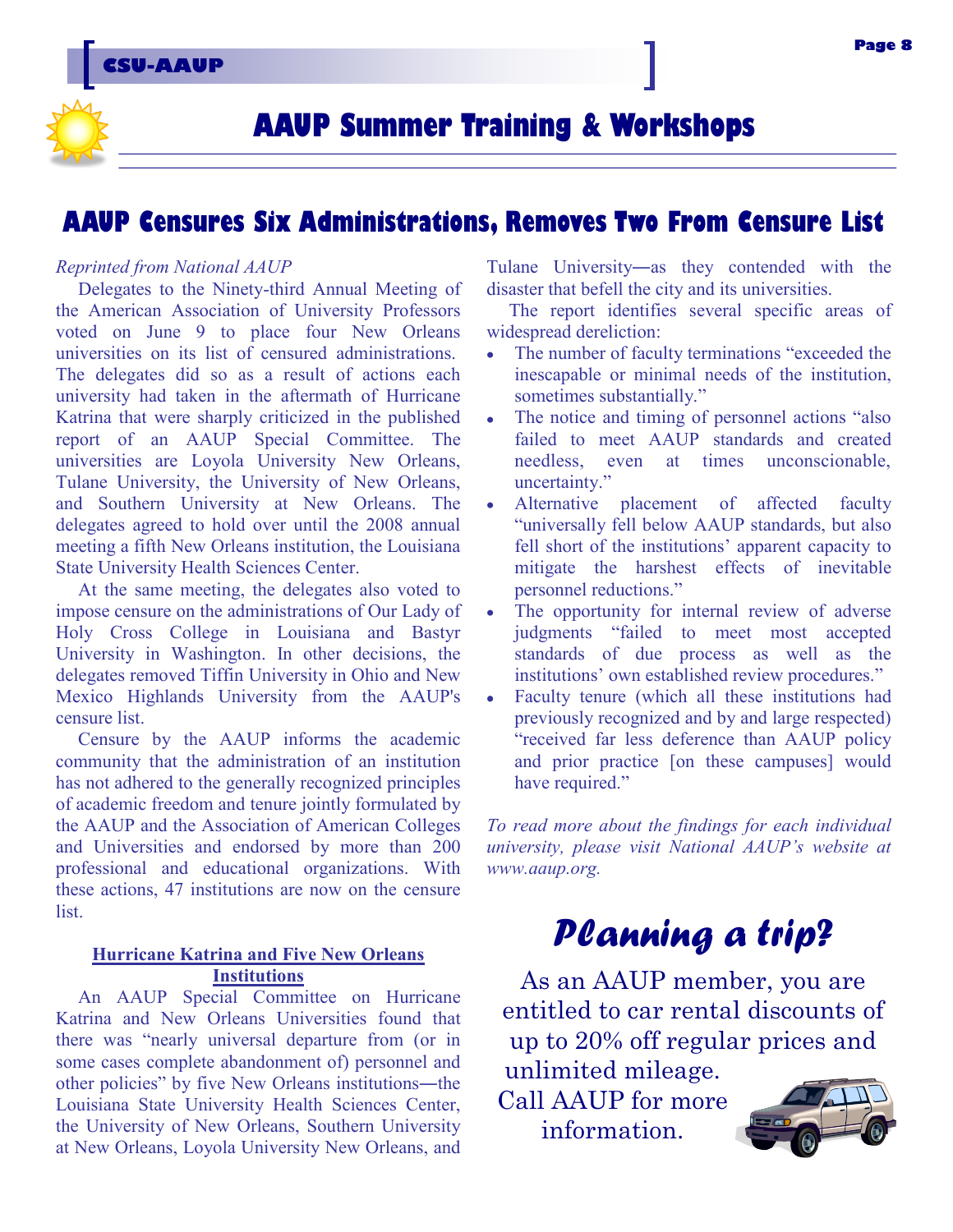# AAUP Summer Training & Workshops

## AAUP Censures Six Administrations, Removes Two From Censure List

*Reprinted from National AAUP*

Delegates to the Ninety-third Annual Meeting of the American Association of University Professors voted on June 9 to place four New Orleans universities on its list of censured administrations. The delegates did so as a result of actions each university had taken in the aftermath of Hurricane Katrina that were sharply criticized in the published report of an AAUP Special Committee. The universities are Loyola University New Orleans, Tulane University, the University of New Orleans, and Southern University at New Orleans. The delegates agreed to hold over until the 2008 annual meeting a fifth New Orleans institution, the Louisiana State University Health Sciences Center.

At the same meeting, the delegates also voted to impose censure on the administrations of Our Lady of Holy Cross College in Louisiana and Bastyr University in Washington. In other decisions, the delegates removed Tiffin University in Ohio and New Mexico Highlands University from the AAUP's censure list.

Censure by the AAUP informs the academic community that the administration of an institution has not adhered to the generally recognized principles of academic freedom and tenure jointly formulated by the AAUP and the Association of American Colleges and Universities and endorsed by more than 200 professional and educational organizations. With these actions, 47 institutions are now on the censure list.

### Hurricane Katrina and Five New Orleans Institutions

An AAUP Special Committee on Hurricane Katrina and New Orleans Universities found that there was "nearly universal departure from (or in some cases complete abandonment of) personnel and other policies" by five New Orleans institutions—the Louisiana State University Health Sciences Center, the University of New Orleans, Southern University at New Orleans, Loyola University New Orleans, and Tulane University—as they contended with the disaster that befell the city and its universities.

The report identifies several specific areas of widespread dereliction:

- The number of faculty terminations "exceeded the inescapable or minimal needs of the institution, sometimes substantially."
- The notice and timing of personnel actions "also failed to meet AAUP standards and created needless, even at times unconscionable, uncertainty."
- Alternative placement of affected faculty "universally fell below AAUP standards, but also fell short of the institutions' apparent capacity to mitigate the harshest effects of inevitable personnel reductions."
- The opportunity for internal review of adverse judgments "failed to meet most accepted standards of due process as well as the institutions' own established review procedures."
- Faculty tenure (which all these institutions had previously recognized and by and large respected) "received far less deference than AAUP policy and prior practice [on these campuses] would have required."

*To read more about the findings for each individual university, please visit National AAUP's website at www.aaup.org.*

## *Planning a trip?*

As an AAUP member, you are entitled to car rental discounts of up to 20% off regular prices and unlimited mileage. Call AAUP for more information.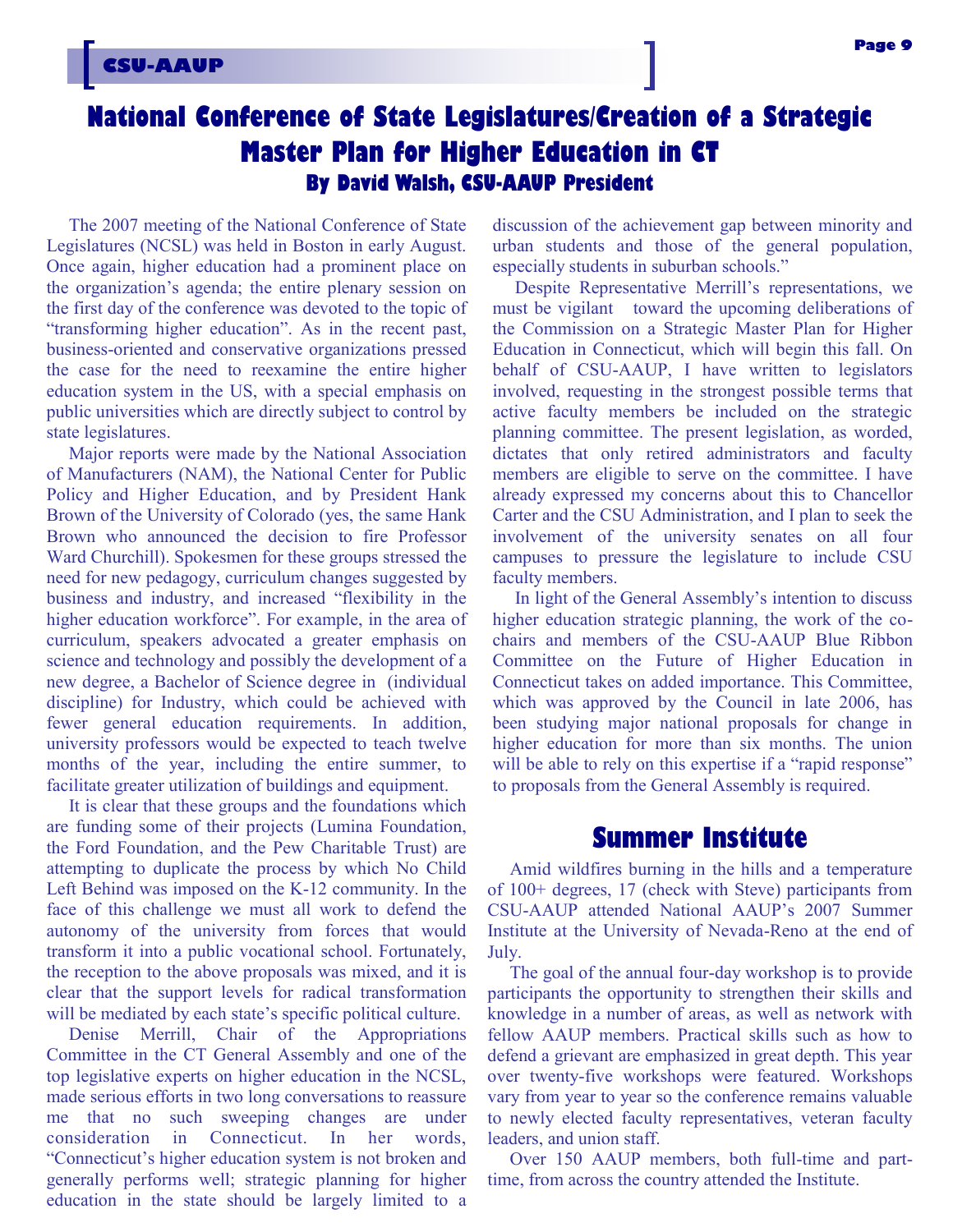# National Conference of State Legislatures/Creation of a Strategic Master Plan for Higher Education in CT

### By David Walsh, CSU-AAUP President

The 2007 meeting of the National Conference of State Legislatures (NCSL) was held in Boston in early August. Once again, higher education had a prominent place on the organization's agenda; the entire plenary session on the first day of the conference was devoted to the topic of "transforming higher education". As in the recent past, business-oriented and conservative organizations pressed the case for the need to reexamine the entire higher education system in the US, with a special emphasis on public universities which are directly subject to control by state legislatures.

Major reports were made by the National Association of Manufacturers (NAM), the National Center for Public Policy and Higher Education, and by President Hank Brown of the University of Colorado (yes, the same Hank Brown who announced the decision to fire Professor Ward Churchill). Spokesmen for these groups stressed the need for new pedagogy, curriculum changes suggested by business and industry, and increased "flexibility in the higher education workforce". For example, in the area of curriculum, speakers advocated a greater emphasis on science and technology and possibly the development of a new degree, a Bachelor of Science degree in (individual discipline) for Industry, which could be achieved with fewer general education requirements. In addition, university professors would be expected to teach twelve months of the year, including the entire summer, to facilitate greater utilization of buildings and equipment.

It is clear that these groups and the foundations which are funding some of their projects (Lumina Foundation, the Ford Foundation, and the Pew Charitable Trust) are attempting to duplicate the process by which No Child Left Behind was imposed on the K-12 community. In the face of this challenge we must all work to defend the autonomy of the university from forces that would transform it into a public vocational school. Fortunately, the reception to the above proposals was mixed, and it is clear that the support levels for radical transformation will be mediated by each state's specific political culture.

Denise Merrill, Chair of the Appropriations Committee in the CT General Assembly and one of the top legislative experts on higher education in the NCSL, made serious efforts in two long conversations to reassure me that no such sweeping changes are under consideration in Connecticut. In her words, "Connecticut's higher education system is not broken and generally performs well; strategic planning for higher education in the state should be largely limited to a discussion of the achievement gap between minority and urban students and those of the general population, especially students in suburban schools."

Despite Representative Merrill's representations, we must be vigilant toward the upcoming deliberations of the Commission on a Strategic Master Plan for Higher Education in Connecticut, which will begin this fall. On behalf of CSU-AAUP, I have written to legislators involved, requesting in the strongest possible terms that active faculty members be included on the strategic planning committee. The present legislation, as worded, dictates that only retired administrators and faculty members are eligible to serve on the committee. I have already expressed my concerns about this to Chancellor Carter and the CSU Administration, and I plan to seek the involvement of the university senates on all four campuses to pressure the legislature to include CSU faculty members.

In light of the General Assembly's intention to discuss higher education strategic planning, the work of the co-chairs and members of the CSU-AAUP Blue Ribbon Committee on the Future of Higher Education in Connecticut takes on added importance. This Committee, which was approved by the Council in late 2006, has been studying major national proposals for change in higher education for more than six months. The union will be able to rely on this expertise if a "rapid response" to proposals from the General Assembly is required.

## Summer Institute

Amid wildfires burning in the hills and a temperature of 100+ degrees, 17 (check with Steve) participants from CSU-AAUP attended National AAUP's 2007 Summer Institute at the University of Nevada-Reno at the end of July.

The goal of the annual four-day workshop is to provide participants the opportunity to strengthen their skills and knowledge in a number of areas, as well as network with fellow AAUP members. Practical skills such as how to defend a grievant are emphasized in great depth. This year over twenty-five workshops were featured. Workshops vary from year to year so the conference remains valuable to newly elected faculty representatives, veteran faculty leaders, and union staff.

Over 150 AAUP members, both full-time and part-time, from across the country attended the Institute.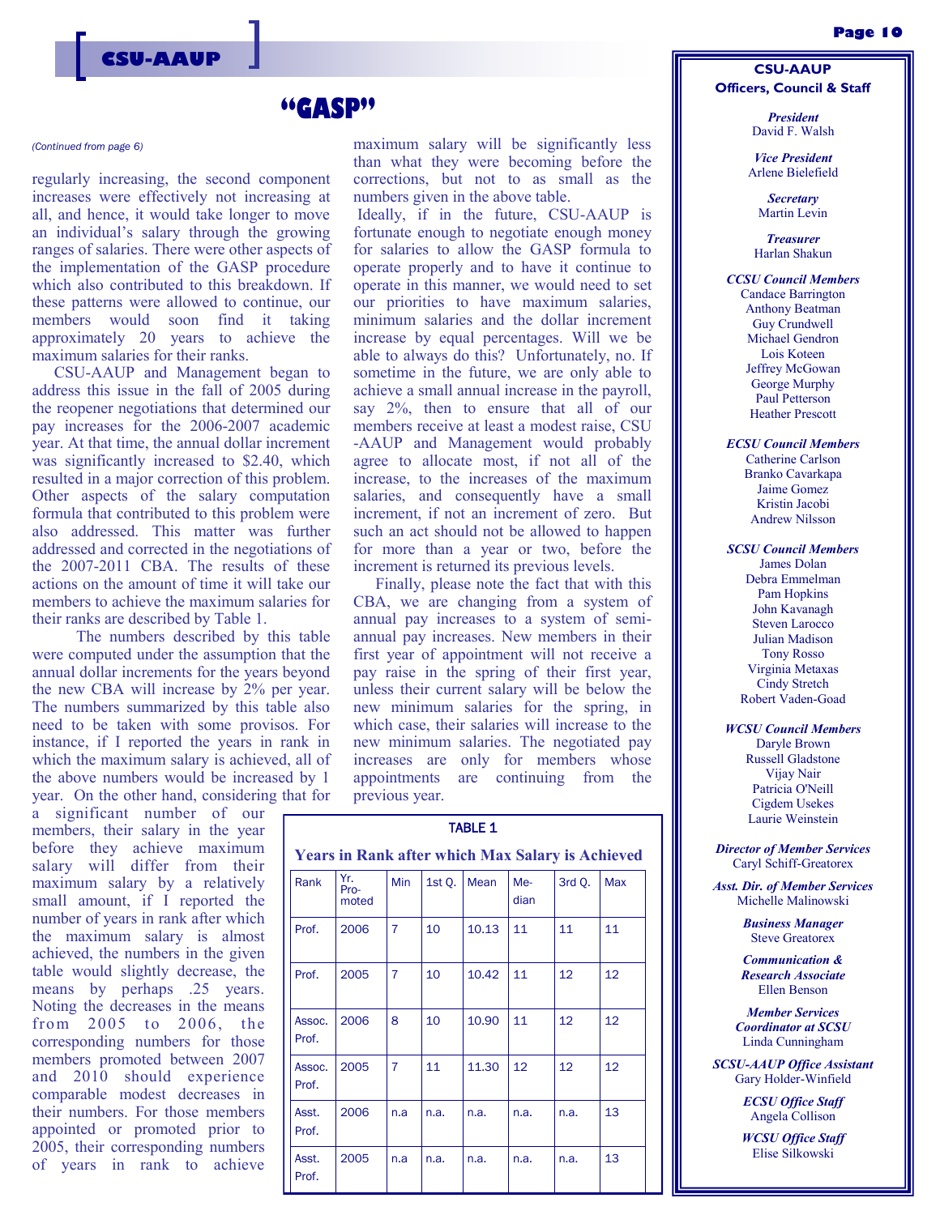# "GASP"

*(Continued from page 6)*

regularly increasing, the second component increases were effectively not increasing at all, and hence, it would take longer to move an individual's salary through the growing ranges of salaries. There were other aspects of the implementation of the GASP procedure which also contributed to this breakdown. If these patterns were allowed to continue, our members would soon find it taking approximately 20 years to achieve the maximum salaries for their ranks.

CSU-AAUP and Management began to address this issue in the fall of 2005 during the reopener negotiations that determined our pay increases for the 2006-2007 academic year. At that time, the annual dollar increment was significantly increased to $2.40, which resulted in a major correction of this problem. Other aspects of the salary computation formula that contributed to this problem were also addressed. This matter was further addressed and corrected in the negotiations of the 2007-2011 CBA. The results of these actions on the amount of time it will take our members to achieve the maximum salaries for their ranks are described by Table 1.

The numbers described by this table were computed under the assumption that the annual dollar increments for the years beyond the new CBA will increase by 2% per year. The numbers summarized by this table also need to be taken with some provisos. For instance, if I reported the years in rank in which the maximum salary is achieved, all of the above numbers would be increased by 1 year. On the other hand, considering that for a significant number of our members, their salary in the year before they achieve maximum salary will differ from their maximum salary by a relatively small amount, if I reported the number of years in rank after which the maximum salary is almost achieved, the numbers in the given table would slightly decrease, the means by perhaps .25 years. Noting the decreases in the means from 2005 to 2006, the corresponding numbers for those members promoted between 2007 and 2010 should experience comparable modest decreases in their numbers. For those members appointed or promoted prior to 2005, their corresponding numbers of years in rank to achieve maximum salary will be significantly less than what they were becoming before the corrections, but not to as small as the numbers given in the above table.

Ideally, if in the future, CSU-AAUP is fortunate enough to negotiate enough money for salaries to allow the GASP formula to operate properly and to have it continue to operate in this manner, we would need to set our priorities to have maximum salaries, minimum salaries and the dollar increment increase by equal percentages. Will we be able to always do this? Unfortunately, no. If sometime in the future, we are only able to achieve a small annual increase in the payroll, say 2%, then to ensure that all of our members receive at least a modest raise, CSU-AAUP and Management would probably agree to allocate most, if not all of the increase, to the increases of the maximum salaries, and consequently have a small increment, if not an increment of zero. But such an act should not be allowed to happen for more than a year or two, before the increment is returned its previous levels.

Finally, please note the fact that with this CBA, we are changing from a system of annual pay increases to a system of semi-annual pay increases. New members in their first year of appointment will not receive a pay raise in the spring of their first year, unless their current salary will be below the new minimum salaries for the spring, in which case, their salaries will increase to the new minimum salaries. The negotiated pay increases are only for members whose appointments are continuing from the previous year.

**TABLE 1**

**Years in Rank after which Max Salary is Achieved**

| Rank | Yr. Promoted | Min | 1st Q. | Mean | Median | 3rd Q. | Max |
|---|---|---|---|---|---|---|---|
| Prof. | 2006 | 7 | 10 | 10.13 | 11 | 11 | 11 |
| Prof. | 2005 | 7 | 10 | 10.42 | 11 | 12 | 12 |
| Assoc. Prof. | 2006 | 8 | 10 | 10.90 | 11 | 12 | 12 |
| Assoc. Prof. | 2005 | 7 | 11 | 11.30 | 12 | 12 | 12 |
| Asst. Prof. | 2006 | n.a | n.a. | n.a. | n.a. | n.a. | 13 |
| Asst. Prof. | 2005 | n.a | n.a. | n.a. | n.a. | n.a. | 13 |

**CSU-AAUP**
**Officers, Council & Staff**

***President***
David F. Walsh

***Vice President***
Arlene Bielefield

***Secretary***
Martin Levin

***Treasurer***
Harlan Shakun

***CCSU Council Members***
Candace Barrington
Anthony Beatman
Guy Crundwell
Michael Gendron
Lois Koteen
Jeffrey McGowan
George Murphy
Paul Petterson
Heather Prescott

***ECSU Council Members***
Catherine Carlson
Branko Cavarkapa
Jaime Gomez
Kristin Jacobi
Andrew Nilsson

***SCSU Council Members***
James Dolan
Debra Emmelman
Pam Hopkins
John Kavanagh
Steven Larocco
Julian Madison
Tony Rosso
Virginia Metaxas
Cindy Stretch
Robert Vaden-Goad

***WCSU Council Members***
Daryle Brown
Russell Gladstone
Vijay Nair
Patricia O'Neill
Cigdem Usekes
Laurie Weinstein

***Director of Member Services***
Caryl Schiff-Greatorex

***Asst. Dir. of Member Services***
Michelle Malinowski

***Business Manager***
Steve Greatorex

***Communication & Research Associate***
Ellen Benson

***Member Services Coordinator at SCSU***
Linda Cunningham

***SCSU-AAUP Office Assistant***
Gary Holder-Winfield

***ECSU Office Staff***
Angela Collison

***WCSU Office Staff***
Elise Silkowski